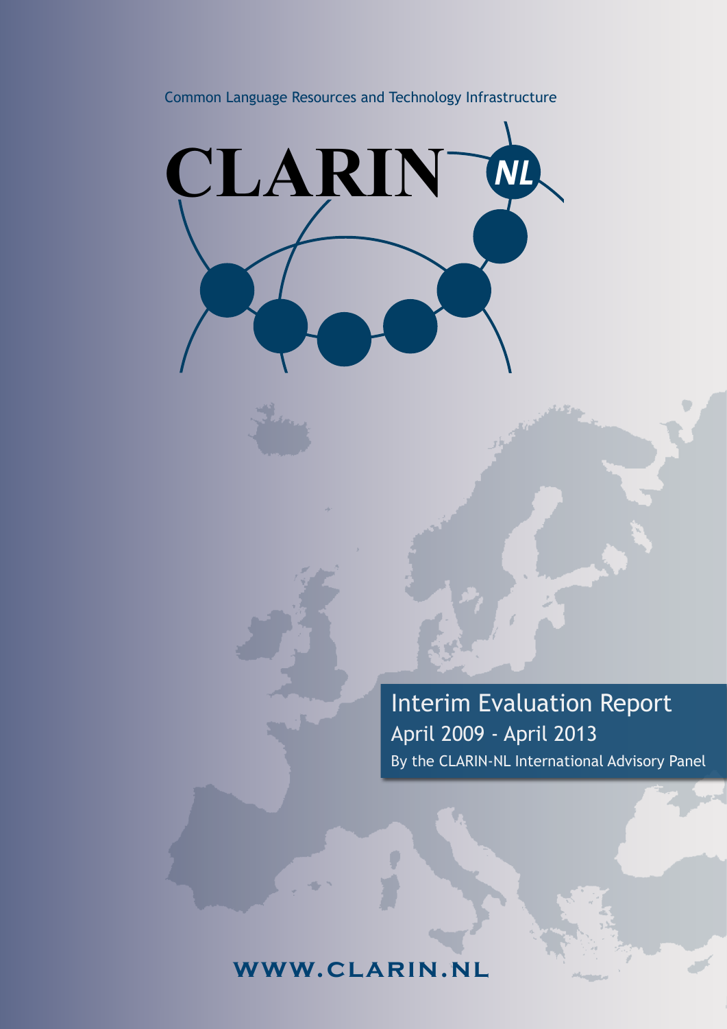Common Language Resources and Technology Infrastructure

# CLARIN NL

# Interim Evaluation Report

## April 2009 - April 2013

By the CLARIN-NL International Advisory Panel

**WWW.CLARIN.NL**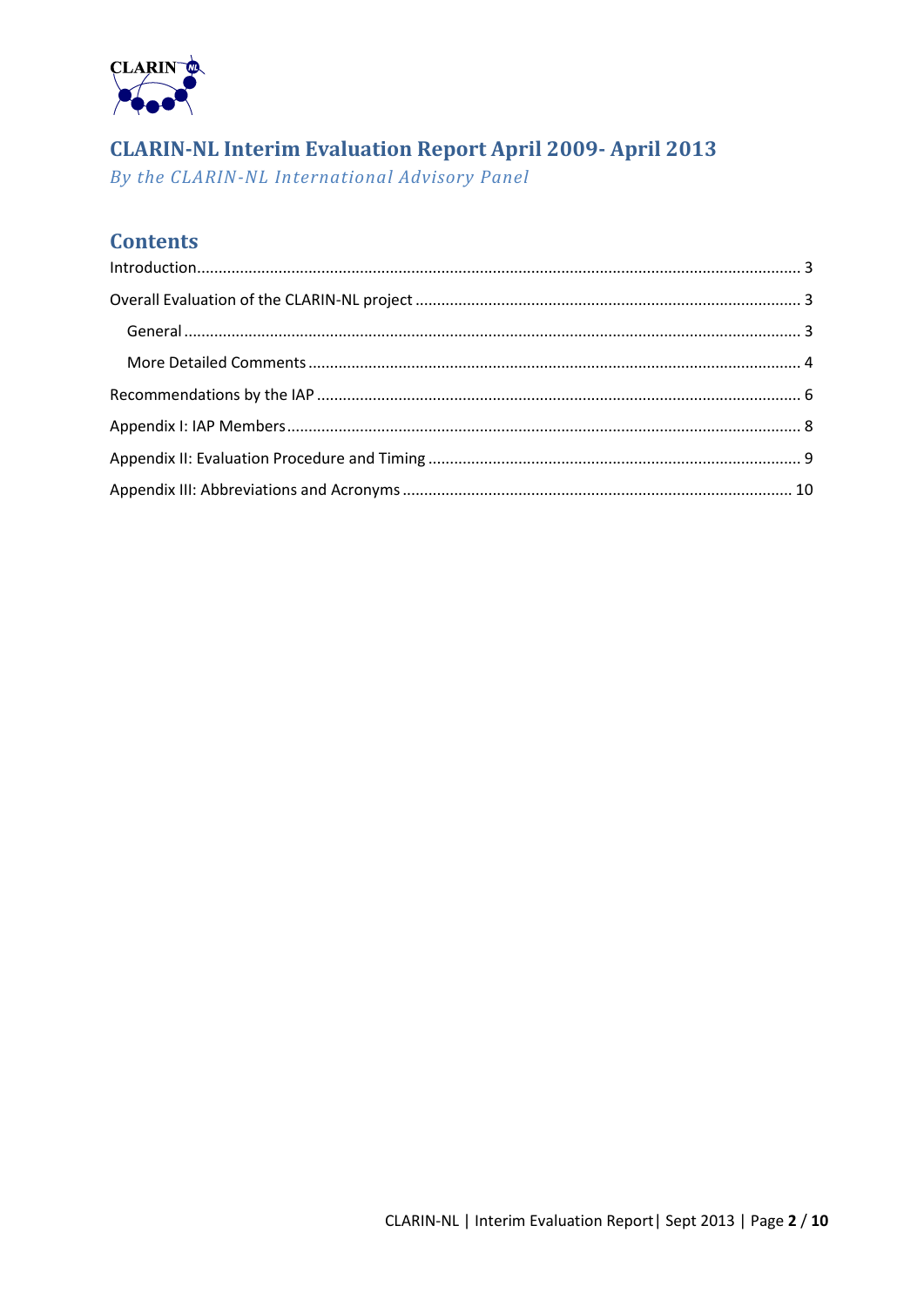# CLARIN-NL Interim Evaluation Report April 2009- April 2013

*By the CLARIN-NL International Advisory Panel*

## Contents

- Introduction ..... 3
- Overall Evaluation of the CLARIN-NL project ..... 3
  - General ..... 3
  - More Detailed Comments ..... 4
- Recommendations by the IAP ..... 6
- Appendix I: IAP Members ..... 8
- Appendix II: Evaluation Procedure and Timing ..... 9
- Appendix III: Abbreviations and Acronyms ..... 10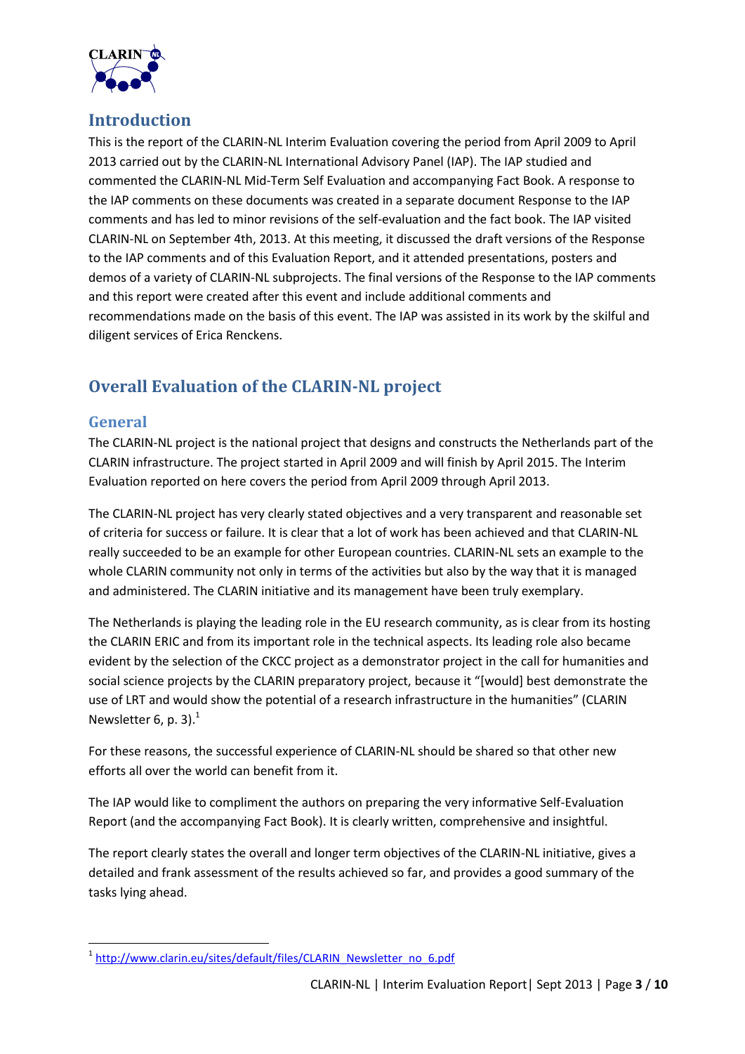## Introduction

This is the report of the CLARIN-NL Interim Evaluation covering the period from April 2009 to April 2013 carried out by the CLARIN-NL International Advisory Panel (IAP). The IAP studied and commented the CLARIN-NL Mid-Term Self Evaluation and accompanying Fact Book. A response to the IAP comments on these documents was created in a separate document Response to the IAP comments and has led to minor revisions of the self-evaluation and the fact book. The IAP visited CLARIN-NL on September 4th, 2013. At this meeting, it discussed the draft versions of the Response to the IAP comments and of this Evaluation Report, and it attended presentations, posters and demos of a variety of CLARIN-NL subprojects. The final versions of the Response to the IAP comments and this report were created after this event and include additional comments and recommendations made on the basis of this event. The IAP was assisted in its work by the skilful and diligent services of Erica Renckens.

# Overall Evaluation of the CLARIN-NL project

## General

The CLARIN-NL project is the national project that designs and constructs the Netherlands part of the CLARIN infrastructure. The project started in April 2009 and will finish by April 2015. The Interim Evaluation reported on here covers the period from April 2009 through April 2013.

The CLARIN-NL project has very clearly stated objectives and a very transparent and reasonable set of criteria for success or failure. It is clear that a lot of work has been achieved and that CLARIN-NL really succeeded to be an example for other European countries. CLARIN-NL sets an example to the whole CLARIN community not only in terms of the activities but also by the way that it is managed and administered. The CLARIN initiative and its management have been truly exemplary.

The Netherlands is playing the leading role in the EU research community, as is clear from its hosting the CLARIN ERIC and from its important role in the technical aspects. Its leading role also became evident by the selection of the CKCC project as a demonstrator project in the call for humanities and social science projects by the CLARIN preparatory project, because it "[would] best demonstrate the use of LRT and would show the potential of a research infrastructure in the humanities" (CLARIN Newsletter 6, p. 3).[1]

For these reasons, the successful experience of CLARIN-NL should be shared so that other new efforts all over the world can benefit from it.

The IAP would like to compliment the authors on preparing the very informative Self-Evaluation Report (and the accompanying Fact Book). It is clearly written, comprehensive and insightful.

The report clearly states the overall and longer term objectives of the CLARIN-NL initiative, gives a detailed and frank assessment of the results achieved so far, and provides a good summary of the tasks lying ahead.

[1] http://www.clarin.eu/sites/default/files/CLARIN_Newsletter_no_6.pdf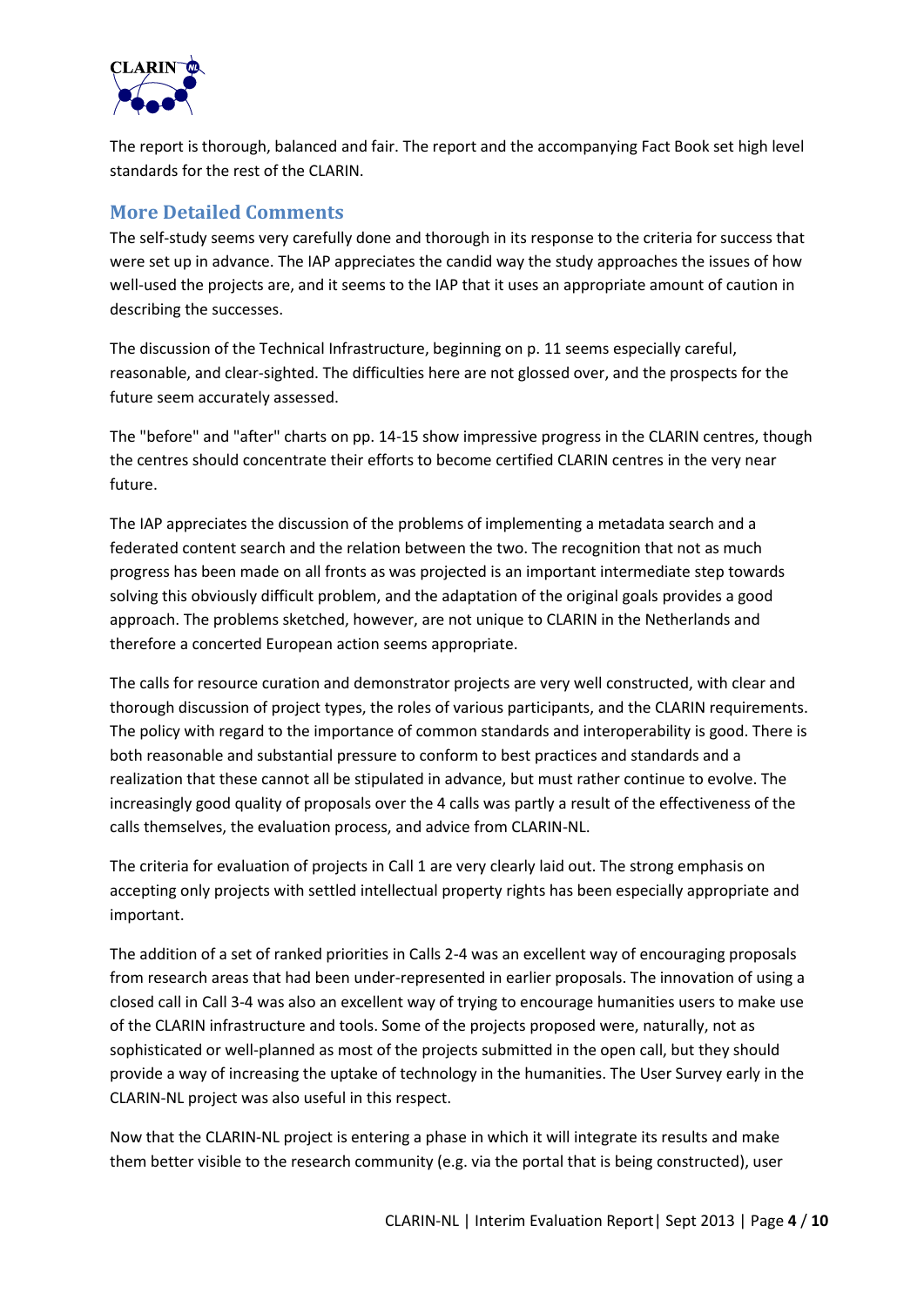The report is thorough, balanced and fair. The report and the accompanying Fact Book set high level standards for the rest of the CLARIN.

## More Detailed Comments

The self-study seems very carefully done and thorough in its response to the criteria for success that were set up in advance. The IAP appreciates the candid way the study approaches the issues of how well-used the projects are, and it seems to the IAP that it uses an appropriate amount of caution in describing the successes.

The discussion of the Technical Infrastructure, beginning on p. 11 seems especially careful, reasonable, and clear-sighted. The difficulties here are not glossed over, and the prospects for the future seem accurately assessed.

The "before" and "after" charts on pp. 14-15 show impressive progress in the CLARIN centres, though the centres should concentrate their efforts to become certified CLARIN centres in the very near future.

The IAP appreciates the discussion of the problems of implementing a metadata search and a federated content search and the relation between the two. The recognition that not as much progress has been made on all fronts as was projected is an important intermediate step towards solving this obviously difficult problem, and the adaptation of the original goals provides a good approach. The problems sketched, however, are not unique to CLARIN in the Netherlands and therefore a concerted European action seems appropriate.

The calls for resource curation and demonstrator projects are very well constructed, with clear and thorough discussion of project types, the roles of various participants, and the CLARIN requirements. The policy with regard to the importance of common standards and interoperability is good. There is both reasonable and substantial pressure to conform to best practices and standards and a realization that these cannot all be stipulated in advance, but must rather continue to evolve. The increasingly good quality of proposals over the 4 calls was partly a result of the effectiveness of the calls themselves, the evaluation process, and advice from CLARIN-NL.

The criteria for evaluation of projects in Call 1 are very clearly laid out. The strong emphasis on accepting only projects with settled intellectual property rights has been especially appropriate and important.

The addition of a set of ranked priorities in Calls 2-4 was an excellent way of encouraging proposals from research areas that had been under-represented in earlier proposals. The innovation of using a closed call in Call 3-4 was also an excellent way of trying to encourage humanities users to make use of the CLARIN infrastructure and tools. Some of the projects proposed were, naturally, not as sophisticated or well-planned as most of the projects submitted in the open call, but they should provide a way of increasing the uptake of technology in the humanities. The User Survey early in the CLARIN-NL project was also useful in this respect.

Now that the CLARIN-NL project is entering a phase in which it will integrate its results and make them better visible to the research community (e.g. via the portal that is being constructed), user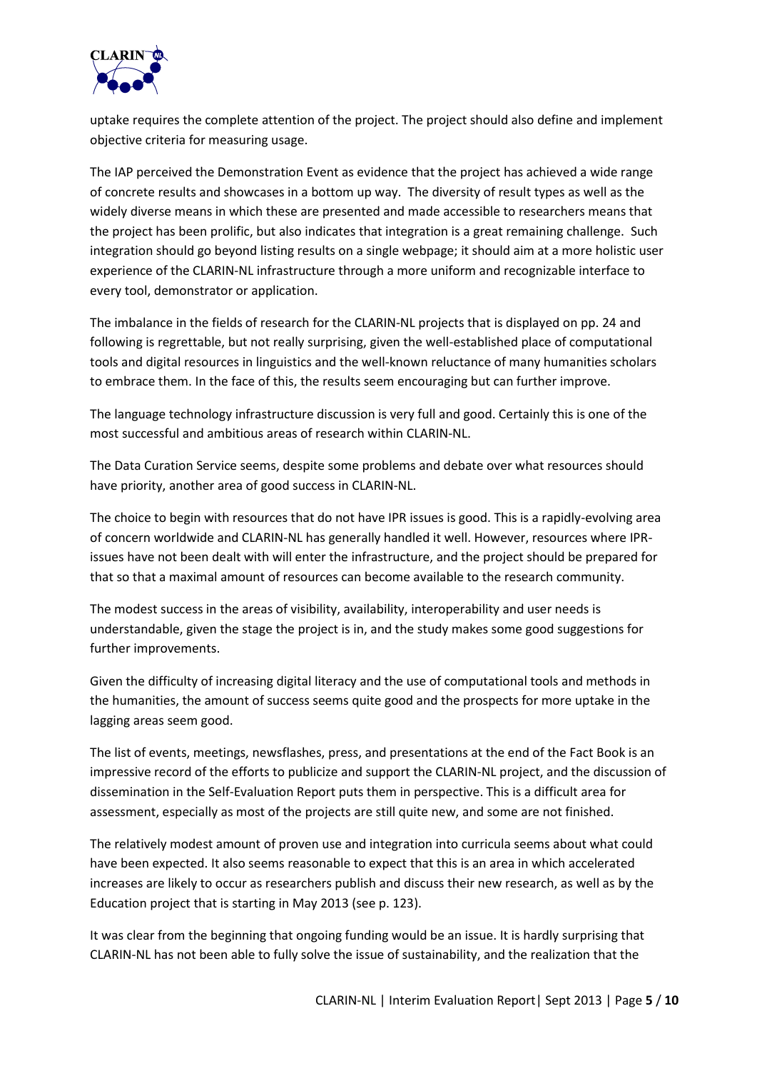uptake requires the complete attention of the project. The project should also define and implement objective criteria for measuring usage.

The IAP perceived the Demonstration Event as evidence that the project has achieved a wide range of concrete results and showcases in a bottom up way. The diversity of result types as well as the widely diverse means in which these are presented and made accessible to researchers means that the project has been prolific, but also indicates that integration is a great remaining challenge. Such integration should go beyond listing results on a single webpage; it should aim at a more holistic user experience of the CLARIN-NL infrastructure through a more uniform and recognizable interface to every tool, demonstrator or application.

The imbalance in the fields of research for the CLARIN-NL projects that is displayed on pp. 24 and following is regrettable, but not really surprising, given the well-established place of computational tools and digital resources in linguistics and the well-known reluctance of many humanities scholars to embrace them. In the face of this, the results seem encouraging but can further improve.

The language technology infrastructure discussion is very full and good. Certainly this is one of the most successful and ambitious areas of research within CLARIN-NL.

The Data Curation Service seems, despite some problems and debate over what resources should have priority, another area of good success in CLARIN-NL.

The choice to begin with resources that do not have IPR issues is good. This is a rapidly-evolving area of concern worldwide and CLARIN-NL has generally handled it well. However, resources where IPR-issues have not been dealt with will enter the infrastructure, and the project should be prepared for that so that a maximal amount of resources can become available to the research community.

The modest success in the areas of visibility, availability, interoperability and user needs is understandable, given the stage the project is in, and the study makes some good suggestions for further improvements.

Given the difficulty of increasing digital literacy and the use of computational tools and methods in the humanities, the amount of success seems quite good and the prospects for more uptake in the lagging areas seem good.

The list of events, meetings, newsflashes, press, and presentations at the end of the Fact Book is an impressive record of the efforts to publicize and support the CLARIN-NL project, and the discussion of dissemination in the Self-Evaluation Report puts them in perspective. This is a difficult area for assessment, especially as most of the projects are still quite new, and some are not finished.

The relatively modest amount of proven use and integration into curricula seems about what could have been expected. It also seems reasonable to expect that this is an area in which accelerated increases are likely to occur as researchers publish and discuss their new research, as well as by the Education project that is starting in May 2013 (see p. 123).

It was clear from the beginning that ongoing funding would be an issue. It is hardly surprising that CLARIN-NL has not been able to fully solve the issue of sustainability, and the realization that the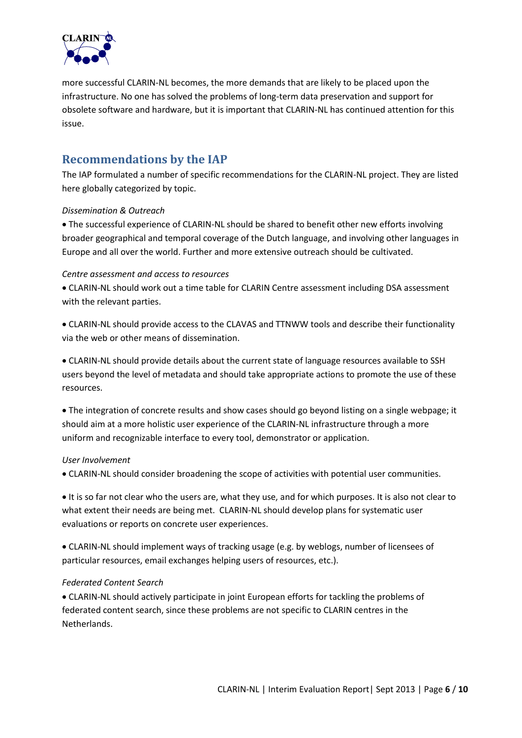more successful CLARIN-NL becomes, the more demands that are likely to be placed upon the infrastructure. No one has solved the problems of long-term data preservation and support for obsolete software and hardware, but it is important that CLARIN-NL has continued attention for this issue.

## Recommendations by the IAP

The IAP formulated a number of specific recommendations for the CLARIN-NL project. They are listed here globally categorized by topic.

*Dissemination & Outreach*

- The successful experience of CLARIN-NL should be shared to benefit other new efforts involving broader geographical and temporal coverage of the Dutch language, and involving other languages in Europe and all over the world. Further and more extensive outreach should be cultivated.

*Centre assessment and access to resources*

- CLARIN-NL should work out a time table for CLARIN Centre assessment including DSA assessment with the relevant parties.

- CLARIN-NL should provide access to the CLAVAS and TTNWW tools and describe their functionality via the web or other means of dissemination.

- CLARIN-NL should provide details about the current state of language resources available to SSH users beyond the level of metadata and should take appropriate actions to promote the use of these resources.

- The integration of concrete results and show cases should go beyond listing on a single webpage; it should aim at a more holistic user experience of the CLARIN-NL infrastructure through a more uniform and recognizable interface to every tool, demonstrator or application.

*User Involvement*

- CLARIN-NL should consider broadening the scope of activities with potential user communities.

- It is so far not clear who the users are, what they use, and for which purposes. It is also not clear to what extent their needs are being met. CLARIN-NL should develop plans for systematic user evaluations or reports on concrete user experiences.

- CLARIN-NL should implement ways of tracking usage (e.g. by weblogs, number of licensees of particular resources, email exchanges helping users of resources, etc.).

*Federated Content Search*

- CLARIN-NL should actively participate in joint European efforts for tackling the problems of federated content search, since these problems are not specific to CLARIN centres in the Netherlands.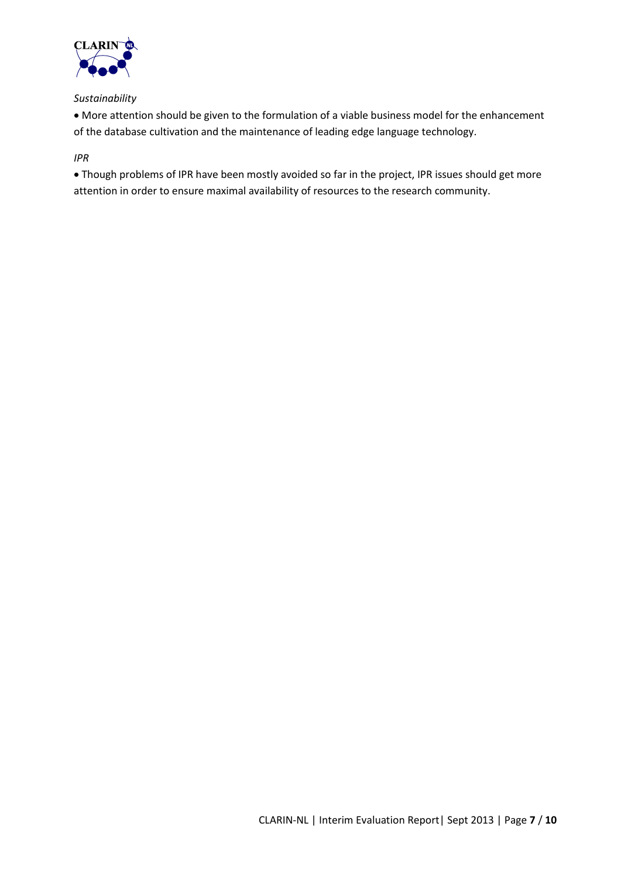*Sustainability*

- More attention should be given to the formulation of a viable business model for the enhancement of the database cultivation and the maintenance of leading edge language technology.

*IPR*

- Though problems of IPR have been mostly avoided so far in the project, IPR issues should get more attention in order to ensure maximal availability of resources to the research community.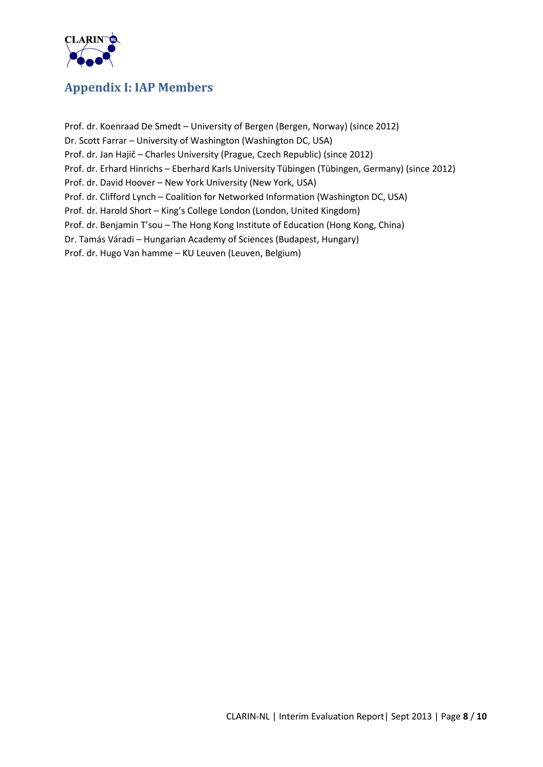## Appendix I: IAP Members

Prof. dr. Koenraad De Smedt – University of Bergen (Bergen, Norway) (since 2012)
Dr. Scott Farrar – University of Washington (Washington DC, USA)
Prof. dr. Jan Hajič – Charles University (Prague, Czech Republic) (since 2012)
Prof. dr. Erhard Hinrichs – Eberhard Karls University Tübingen (Tübingen, Germany) (since 2012)
Prof. dr. David Hoover – New York University (New York, USA)
Prof. dr. Clifford Lynch – Coalition for Networked Information (Washington DC, USA)
Prof. dr. Harold Short – King's College London (London, United Kingdom)
Prof. dr. Benjamin T'sou – The Hong Kong Institute of Education (Hong Kong, China)
Dr. Tamás Váradi – Hungarian Academy of Sciences (Budapest, Hungary)
Prof. dr. Hugo Van hamme – KU Leuven (Leuven, Belgium)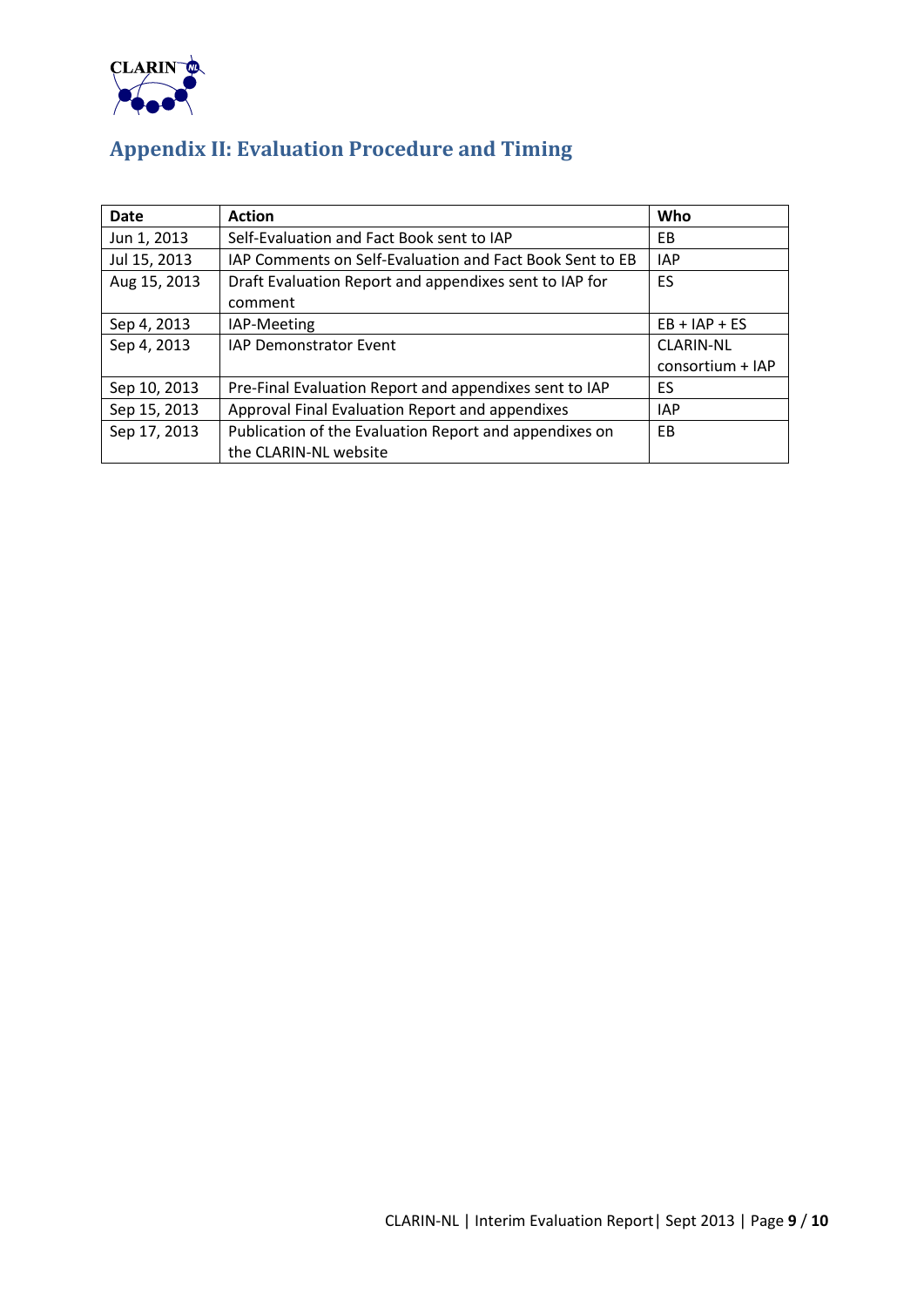## Appendix II: Evaluation Procedure and Timing

| Date | Action | Who |
|---|---|---|
| Jun 1, 2013 | Self-Evaluation and Fact Book sent to IAP | EB |
| Jul 15, 2013 | IAP Comments on Self-Evaluation and Fact Book Sent to EB | IAP |
| Aug 15, 2013 | Draft Evaluation Report and appendixes sent to IAP for comment | ES |
| Sep 4, 2013 | IAP-Meeting | EB + IAP + ES |
| Sep 4, 2013 | IAP Demonstrator Event | CLARIN-NL consortium + IAP |
| Sep 10, 2013 | Pre-Final Evaluation Report and appendixes sent to IAP | ES |
| Sep 15, 2013 | Approval Final Evaluation Report and appendixes | IAP |
| Sep 17, 2013 | Publication of the Evaluation Report and appendixes on the CLARIN-NL website | EB |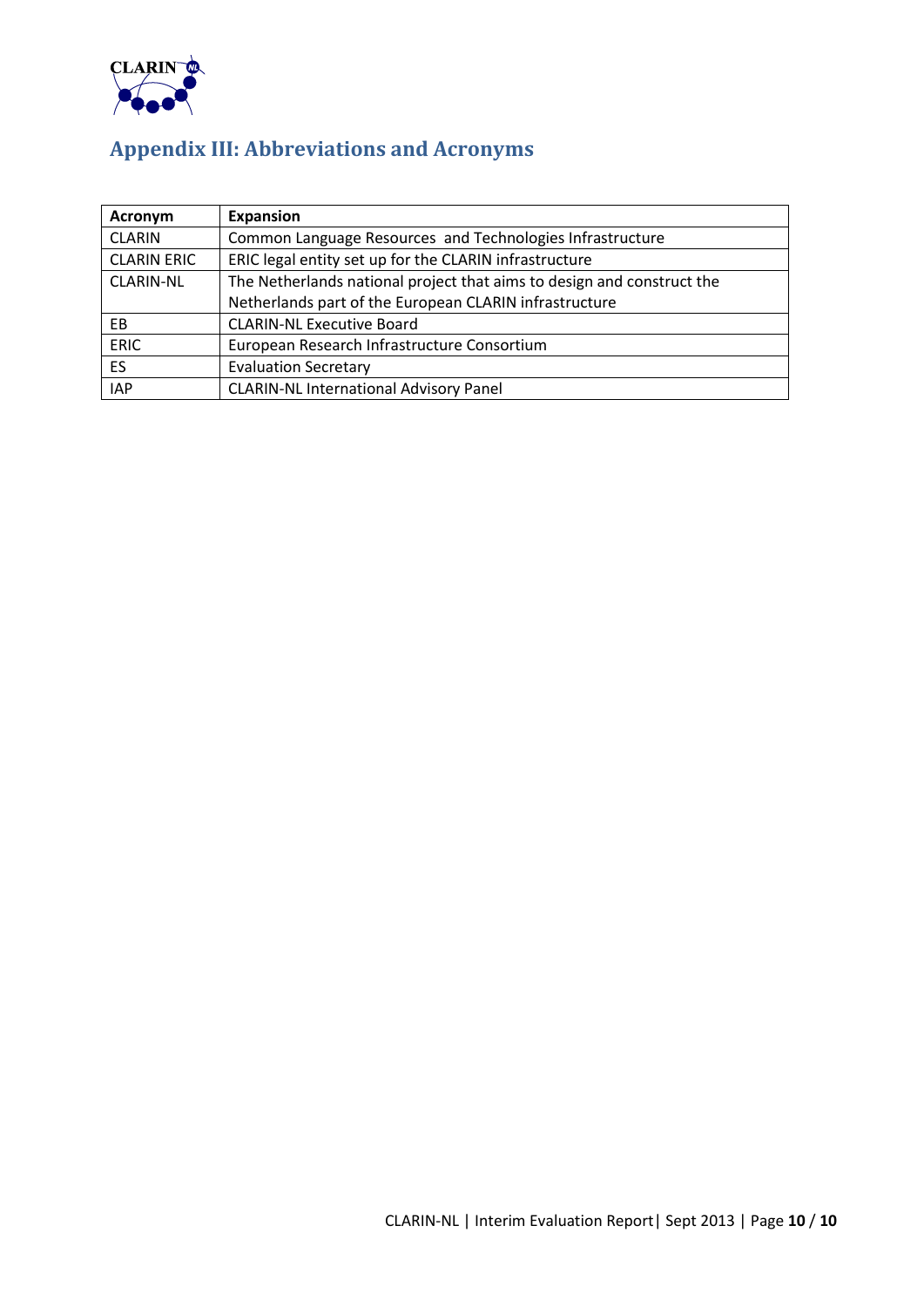## Appendix III: Abbreviations and Acronyms

| Acronym | Expansion |
|---|---|
| CLARIN | Common Language Resources and Technologies Infrastructure |
| CLARIN ERIC | ERIC legal entity set up for the CLARIN infrastructure |
| CLARIN-NL | The Netherlands national project that aims to design and construct the Netherlands part of the European CLARIN infrastructure |
| EB | CLARIN-NL Executive Board |
| ERIC | European Research Infrastructure Consortium |
| ES | Evaluation Secretary |
| IAP | CLARIN-NL International Advisory Panel |